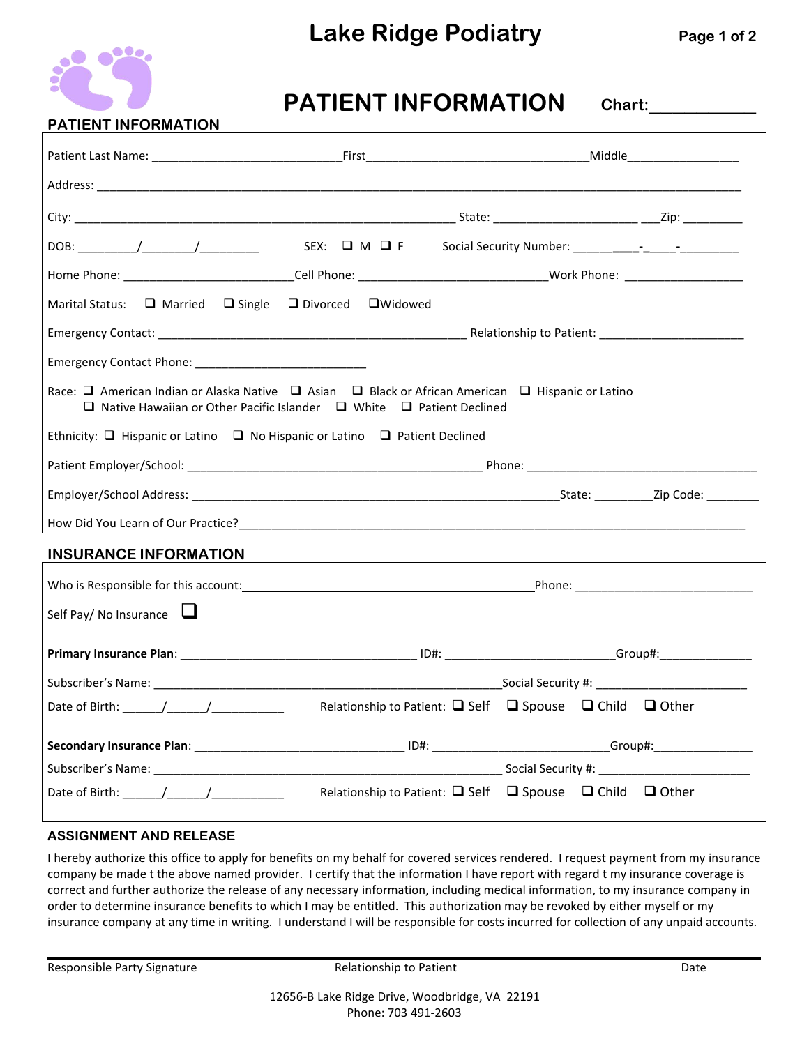# Lake Ridge Podiatry

## PATIENT INFORMATION

Chart:____________

### PATIENT INFORMATION

Patient Last Name: ____________________________First___________________________________Middle_________________

Address: ______________________________________________________________________________________________

City: __________________________________________________________ State: ______________________ ___Zip: _________

DOB: _________/________/_________ SEX: ❑ M ❑ F Social Security Number: ______ ____-_ ____-_________

Home Phone: _________________________Cell Phone: ____________________________Work Phone: __________________

Marital Status: ❑ Married ❑ Single ❑ Divorced ❑Widowed

Emergency Contact: ______________________________________________ Relationship to Patient: ______________________

Emergency Contact Phone: __________________________

Race: ❑ American Indian or Alaska Native ❑ Asian ❑ Black or African American ❑ Hispanic or Latino
❑ Native Hawaiian or Other Pacific Islander ❑ White ❑ Patient Declined

Ethnicity: ❑ Hispanic or Latino ❑ No Hispanic or Latino ❑ Patient Declined

Patient Employer/School: ____________________________________________ Phone: ___________________________________

Employer/School Address: ________________________________________________________State: _________Zip Code: ________

How Did You Learn of Our Practice?____________________________________________________________________________

### INSURANCE INFORMATION

Who is Responsible for this account:_____________________________________________Phone: ____________________________

Self Pay/ No Insurance ❑

**Primary Insurance Plan**: ___________________________________ ID#: _________________________Group#:______________

Subscriber's Name: ___________________________________________________Social Security #: _______________________

Date of Birth: ______/______/___________ Relationship to Patient: ❑ Self ❑ Spouse ❑ Child ❑ Other

**Secondary Insurance Plan**: _______________________________ ID#: __________________________Group#:_______________

Subscriber's Name: ___________________________________________________ Social Security #: _______________________

Date of Birth: ______/______/___________ Relationship to Patient: ❑ Self ❑ Spouse ❑ Child ❑ Other

### ASSIGNMENT AND RELEASE

I hereby authorize this office to apply for benefits on my behalf for covered services rendered. I request payment from my insurance company be made t the above named provider. I certify that the information I have report with regard t my insurance coverage is correct and further authorize the release of any necessary information, including medical information, to my insurance company in order to determine insurance benefits to which I may be entitled. This authorization may be revoked by either myself or my insurance company at any time in writing. I understand I will be responsible for costs incurred for collection of any unpaid accounts.

______________________________________________________________________________________________

Responsible Party Signature Relationship to Patient Date

12656-B Lake Ridge Drive, Woodbridge, VA 22191
Phone: 703 491-2603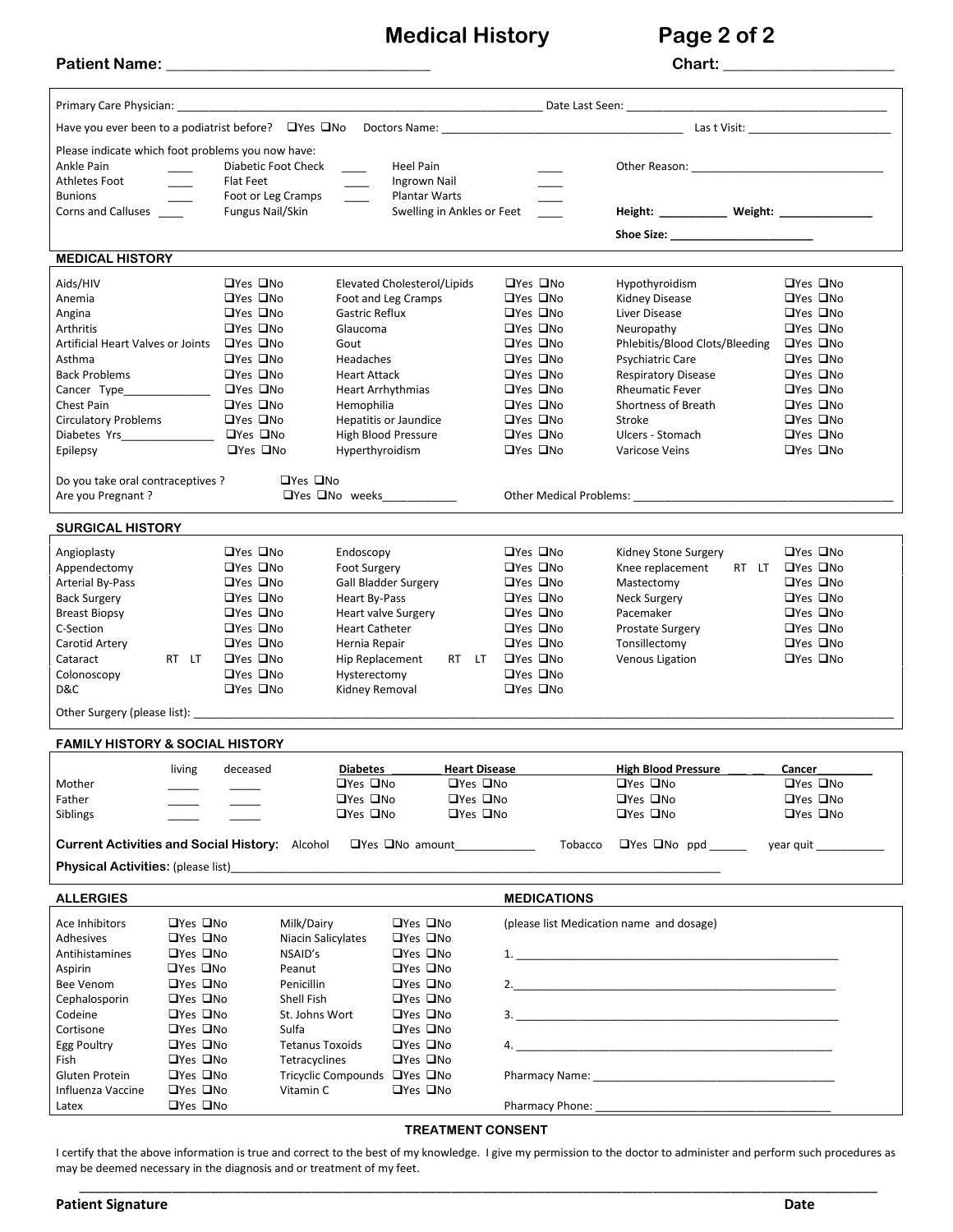# Medical History

**Patient Name:** ________________________________ **Chart:** ____________________

Primary Care Physician: ____________________________________________ Date Last Seen: ________________________________

Have you ever been to a podiatrist before? ❑Yes ❑No Doctors Name: ______________________________ Las t Visit: __________________

Please indicate which foot problems you now have:

| | | | | | | |
|---|---|---|---|---|---|---|
| Ankle Pain | ____ | Diabetic Foot Check | ____ | Heel Pain | ____ | Other Reason: ________________________ |
| Athletes Foot | ____ | Flat Feet | ____ | Ingrown Nail | ____ | |
| Bunions | ____ | Foot or Leg Cramps | ____ | Plantar Warts | ____ | |
| Corns and Calluses | ____ | Fungus Nail/Skin | | Swelling in Ankles or Feet | ____ | **Height:** __________ **Weight:** ____________ |
| | | | | | | **Shoe Size:** ____________________ |

## MEDICAL HISTORY

| | | | | | |
|---|---|---|---|---|---|
| Aids/HIV | ❑Yes ❑No | Elevated Cholesterol/Lipids | ❑Yes ❑No | Hypothyroidism | ❑Yes ❑No |
| Anemia | ❑Yes ❑No | Foot and Leg Cramps | ❑Yes ❑No | Kidney Disease | ❑Yes ❑No |
| Angina | ❑Yes ❑No | Gastric Reflux | ❑Yes ❑No | Liver Disease | ❑Yes ❑No |
| Arthritis | ❑Yes ❑No | Glaucoma | ❑Yes ❑No | Neuropathy | ❑Yes ❑No |
| Artificial Heart Valves or Joints | ❑Yes ❑No | Gout | ❑Yes ❑No | Phlebitis/Blood Clots/Bleeding | ❑Yes ❑No |
| Asthma | ❑Yes ❑No | Headaches | ❑Yes ❑No | Psychiatric Care | ❑Yes ❑No |
| Back Problems | ❑Yes ❑No | Heart Attack | ❑Yes ❑No | Respiratory Disease | ❑Yes ❑No |
| Cancer Type______________ | ❑Yes ❑No | Heart Arrhythmias | ❑Yes ❑No | Rheumatic Fever | ❑Yes ❑No |
| Chest Pain | ❑Yes ❑No | Hemophilia | ❑Yes ❑No | Shortness of Breath | ❑Yes ❑No |
| Circulatory Problems | ❑Yes ❑No | Hepatitis or Jaundice | ❑Yes ❑No | Stroke | ❑Yes ❑No |
| Diabetes Yrs_______________ | ❑Yes ❑No | High Blood Pressure | ❑Yes ❑No | Ulcers - Stomach | ❑Yes ❑No |
| Epilepsy | ❑Yes ❑No | Hyperthyroidism | ❑Yes ❑No | Varicose Veins | ❑Yes ❑No |

Do you take oral contraceptives ? ❑Yes ❑No

Are you Pregnant ? ❑Yes ❑No weeks___________ Other Medical Problems: ________________________________

## SURGICAL HISTORY

| | | | | | |
|---|---|---|---|---|---|
| Angioplasty | ❑Yes ❑No | Endoscopy | ❑Yes ❑No | Kidney Stone Surgery | ❑Yes ❑No |
| Appendectomy | ❑Yes ❑No | Foot Surgery | ❑Yes ❑No | Knee replacement RT LT | ❑Yes ❑No |
| Arterial By-Pass | ❑Yes ❑No | Gall Bladder Surgery | ❑Yes ❑No | Mastectomy | ❑Yes ❑No |
| Back Surgery | ❑Yes ❑No | Heart By-Pass | ❑Yes ❑No | Neck Surgery | ❑Yes ❑No |
| Breast Biopsy | ❑Yes ❑No | Heart valve Surgery | ❑Yes ❑No | Pacemaker | ❑Yes ❑No |
| C-Section | ❑Yes ❑No | Heart Catheter | ❑Yes ❑No | Prostate Surgery | ❑Yes ❑No |
| Carotid Artery | ❑Yes ❑No | Hernia Repair | ❑Yes ❑No | Tonsillectomy | ❑Yes ❑No |
| Cataract RT LT | ❑Yes ❑No | Hip Replacement RT LT | ❑Yes ❑No | Venous Ligation | ❑Yes ❑No |
| Colonoscopy | ❑Yes ❑No | Hysterectomy | ❑Yes ❑No | | |
| D&C | ❑Yes ❑No | Kidney Removal | ❑Yes ❑No | | |

Other Surgery (please list): ____________________________________________________________

## FAMILY HISTORY & SOCIAL HISTORY

| | living | deceased | Diabetes | Heart Disease | High Blood Pressure | Cancer |
|---|---|---|---|---|---|---|
| Mother | _____ | _____ | ❑Yes ❑No | ❑Yes ❑No | ❑Yes ❑No | ❑Yes ❑No |
| Father | _____ | _____ | ❑Yes ❑No | ❑Yes ❑No | ❑Yes ❑No | ❑Yes ❑No |
| Siblings | _____ | _____ | ❑Yes ❑No | ❑Yes ❑No | ❑Yes ❑No | ❑Yes ❑No |

**Current Activities and Social History:** Alcohol ❑Yes ❑No amount____________ Tobacco ❑Yes ❑No ppd ______ year quit __________

**Physical Activities:** (please list)____________________________________________________________

## ALLERGIES

| | | | |
|---|---|---|---|
| Ace Inhibitors | ❑Yes ❑No | Milk/Dairy | ❑Yes ❑No |
| Adhesives | ❑Yes ❑No | Niacin Salicylates | ❑Yes ❑No |
| Antihistamines | ❑Yes ❑No | NSAID's | ❑Yes ❑No |
| Aspirin | ❑Yes ❑No | Peanut | ❑Yes ❑No |
| Bee Venom | ❑Yes ❑No | Penicillin | ❑Yes ❑No |
| Cephalosporin | ❑Yes ❑No | Shell Fish | ❑Yes ❑No |
| Codeine | ❑Yes ❑No | St. Johns Wort | ❑Yes ❑No |
| Cortisone | ❑Yes ❑No | Sulfa | ❑Yes ❑No |
| Egg Poultry | ❑Yes ❑No | Tetanus Toxoids | ❑Yes ❑No |
| Fish | ❑Yes ❑No | Tetracyclines | ❑Yes ❑No |
| Gluten Protein | ❑Yes ❑No | Tricyclic Compounds | ❑Yes ❑No |
| Influenza Vaccine | ❑Yes ❑No | Vitamin C | ❑Yes ❑No |
| Latex | ❑Yes ❑No | | |

## MEDICATIONS

(please list Medication name and dosage)

1. ______________________________________________

2. ______________________________________________

3. ______________________________________________

4. ______________________________________________

Pharmacy Name: ________________________________

Pharmacy Phone: ________________________________

## TREATMENT CONSENT

I certify that the above information is true and correct to the best of my knowledge. I give my permission to the doctor to administer and perform such procedures as may be deemed necessary in the diagnosis and or treatment of my feet.

____________________________________________________________________________________

**Patient Signature** **Date**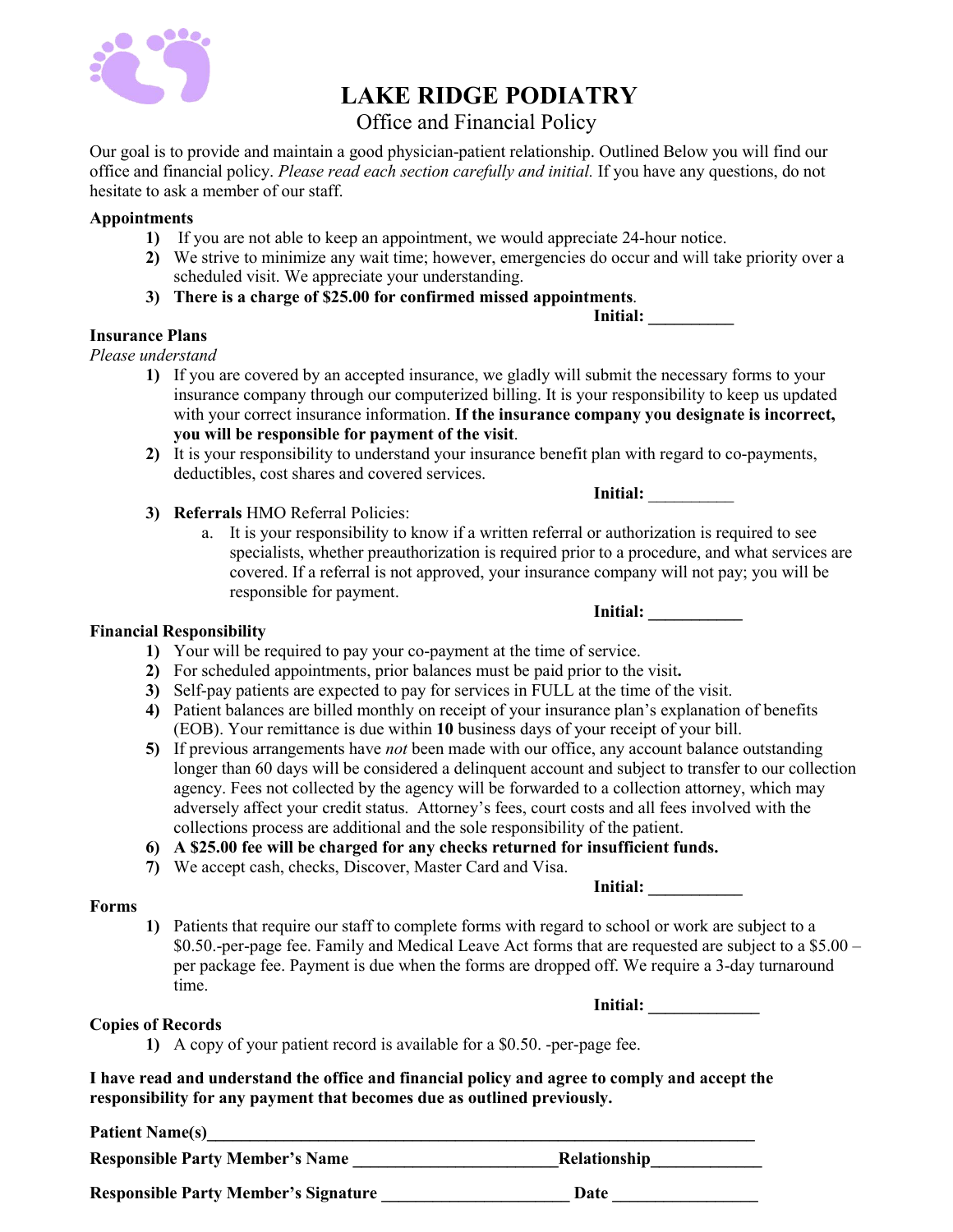# LAKE RIDGE PODIATRY

Office and Financial Policy

Our goal is to provide and maintain a good physician-patient relationship. Outlined Below you will find our office and financial policy. *Please read each section carefully and initial.* If you have any questions, do not hesitate to ask a member of our staff.

**Appointments**

1) If you are not able to keep an appointment, we would appreciate 24-hour notice.
2) We strive to minimize any wait time; however, emergencies do occur and will take priority over a scheduled visit. We appreciate your understanding.
3) **There is a charge of $25.00 for confirmed missed appointments**.

**Initial: __________**

**Insurance Plans**

*Please understand*

1) If you are covered by an accepted insurance, we gladly will submit the necessary forms to your insurance company through our computerized billing. It is your responsibility to keep us updated with your correct insurance information. **If the insurance company you designate is incorrect, you will be responsible for payment of the visit**.
2) It is your responsibility to understand your insurance benefit plan with regard to co-payments, deductibles, cost shares and covered services.

**Initial:** __________

3) **Referrals** HMO Referral Policies:
   a. It is your responsibility to know if a written referral or authorization is required to see specialists, whether preauthorization is required prior to a procedure, and what services are covered. If a referral is not approved, your insurance company will not pay; you will be responsible for payment.

**Initial: ___________**

**Financial Responsibility**

1) Your will be required to pay your co-payment at the time of service.
2) For scheduled appointments, prior balances must be paid prior to the visit**.**
3) Self-pay patients are expected to pay for services in FULL at the time of the visit.
4) Patient balances are billed monthly on receipt of your insurance plan's explanation of benefits (EOB). Your remittance is due within **10** business days of your receipt of your bill.
5) If previous arrangements have *not* been made with our office, any account balance outstanding longer than 60 days will be considered a delinquent account and subject to transfer to our collection agency. Fees not collected by the agency will be forwarded to a collection attorney, which may adversely affect your credit status. Attorney's fees, court costs and all fees involved with the collections process are additional and the sole responsibility of the patient.
6) **A $25.00 fee will be charged for any checks returned for insufficient funds.**
7) We accept cash, checks, Discover, Master Card and Visa.

**Initial: ___________**

**Forms**

1) Patients that require our staff to complete forms with regard to school or work are subject to a $0.50.-per-page fee. Family and Medical Leave Act forms that are requested are subject to a $5.00 – per package fee. Payment is due when the forms are dropped off. We require a 3-day turnaround time.

**Initial: _____________**

**Copies of Records**

1) A copy of your patient record is available for a $0.50. -per-page fee.

**I have read and understand the office and financial policy and agree to comply and accept the responsibility for any payment that becomes due as outlined previously.**

**Patient Name(s)**_______________________________________________________________

**Responsible Party Member's Name** _______________________**Relationship**____________

**Responsible Party Member's Signature** _____________________ **Date** ________________